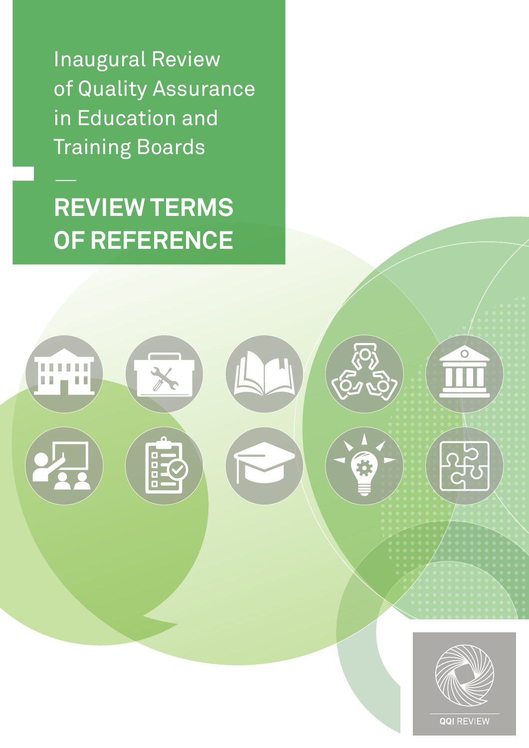# Inaugural Review of Quality Assurance in Education and Training Boards

## REVIEW TERMS OF REFERENCE

QQI REVIEW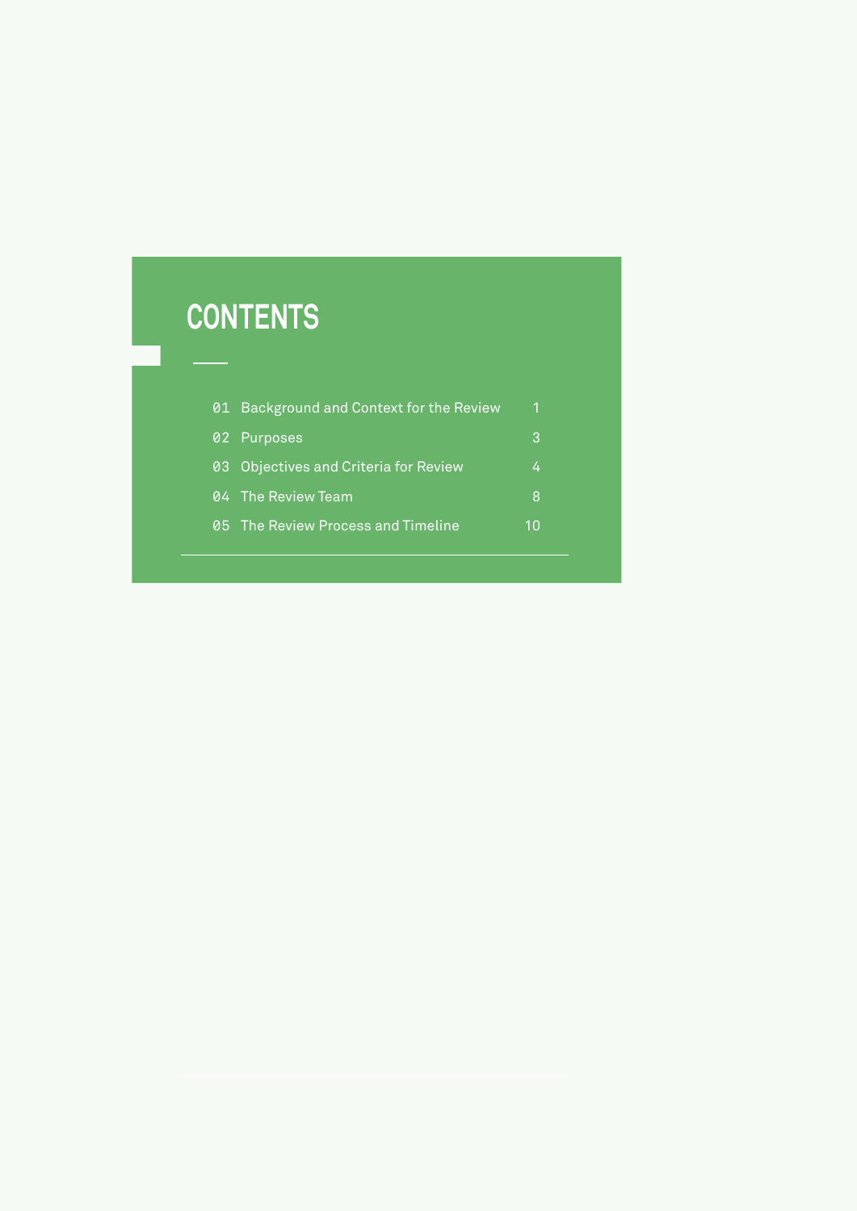# CONTENTS

| | | |
|---|---|---|
| 01 | Background and Context for the Review | 1 |
| 02 | Purposes | 3 |
| 03 | Objectives and Criteria for Review | 4 |
| 04 | The Review Team | 8 |
| 05 | The Review Process and Timeline | 10 |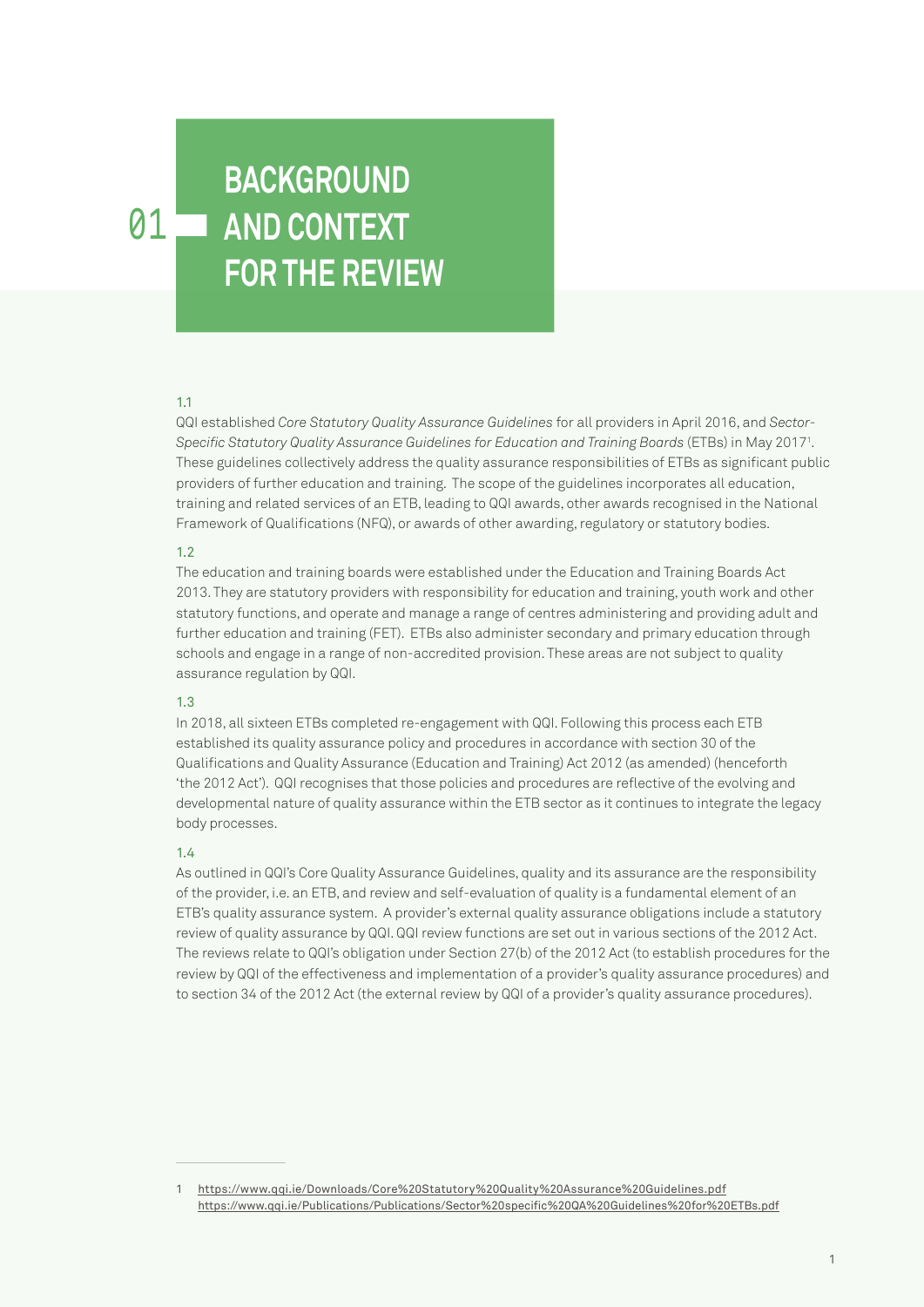# 01 BACKGROUND AND CONTEXT FOR THE REVIEW

### 1.1

QQI established *Core Statutory Quality Assurance Guidelines* for all providers in April 2016, and *Sector-Specific Statutory Quality Assurance Guidelines for Education and Training Boards* (ETBs) in May 2017[1]. These guidelines collectively address the quality assurance responsibilities of ETBs as significant public providers of further education and training. The scope of the guidelines incorporates all education, training and related services of an ETB, leading to QQI awards, other awards recognised in the National Framework of Qualifications (NFQ), or awards of other awarding, regulatory or statutory bodies.

### 1.2

The education and training boards were established under the Education and Training Boards Act 2013. They are statutory providers with responsibility for education and training, youth work and other statutory functions, and operate and manage a range of centres administering and providing adult and further education and training (FET). ETBs also administer secondary and primary education through schools and engage in a range of non-accredited provision. These areas are not subject to quality assurance regulation by QQI.

### 1.3

In 2018, all sixteen ETBs completed re-engagement with QQI. Following this process each ETB established its quality assurance policy and procedures in accordance with section 30 of the Qualifications and Quality Assurance (Education and Training) Act 2012 (as amended) (henceforth 'the 2012 Act'). QQI recognises that those policies and procedures are reflective of the evolving and developmental nature of quality assurance within the ETB sector as it continues to integrate the legacy body processes.

### 1.4

As outlined in QQI's Core Quality Assurance Guidelines, quality and its assurance are the responsibility of the provider, i.e. an ETB, and review and self-evaluation of quality is a fundamental element of an ETB's quality assurance system. A provider's external quality assurance obligations include a statutory review of quality assurance by QQI. QQI review functions are set out in various sections of the 2012 Act. The reviews relate to QQI's obligation under Section 27(b) of the 2012 Act (to establish procedures for the review by QQI of the effectiveness and implementation of a provider's quality assurance procedures) and to section 34 of the 2012 Act (the external review by QQI of a provider's quality assurance procedures).

---

1 https://www.qqi.ie/Downloads/Core%20Statutory%20Quality%20Assurance%20Guidelines.pdf
https://www.qqi.ie/Publications/Publications/Sector%20specific%20QA%20Guidelines%20for%20ETBs.pdf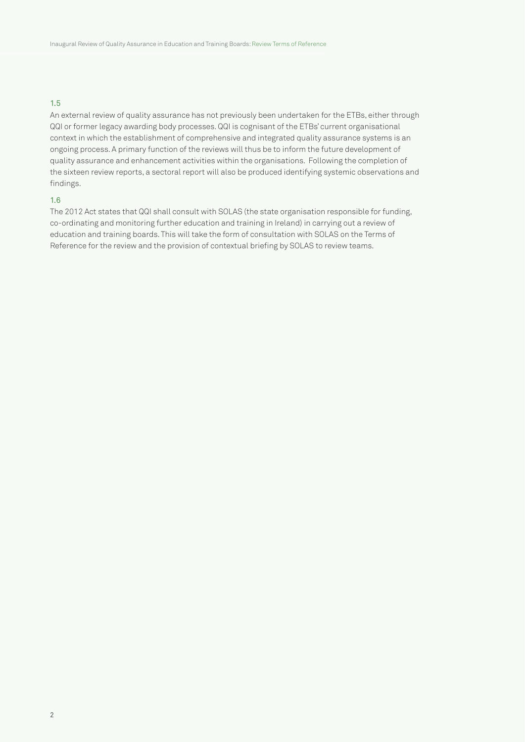### 1.5

An external review of quality assurance has not previously been undertaken for the ETBs, either through QQI or former legacy awarding body processes. QQI is cognisant of the ETBs' current organisational context in which the establishment of comprehensive and integrated quality assurance systems is an ongoing process. A primary function of the reviews will thus be to inform the future development of quality assurance and enhancement activities within the organisations. Following the completion of the sixteen review reports, a sectoral report will also be produced identifying systemic observations and findings.

### 1.6

The 2012 Act states that QQI shall consult with SOLAS (the state organisation responsible for funding, co-ordinating and monitoring further education and training in Ireland) in carrying out a review of education and training boards. This will take the form of consultation with SOLAS on the Terms of Reference for the review and the provision of contextual briefing by SOLAS to review teams.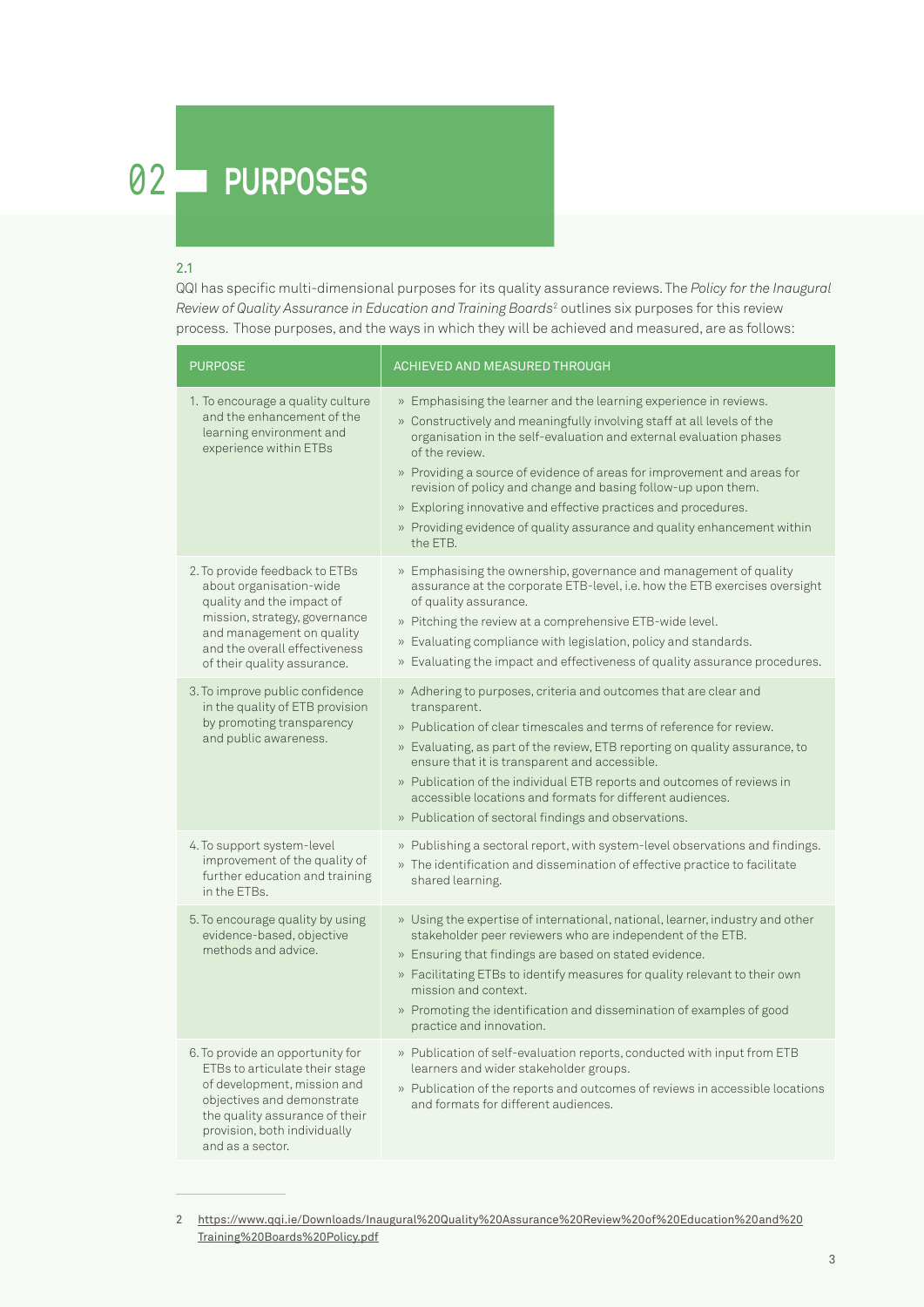# 02 PURPOSES

2.1

QQI has specific multi-dimensional purposes for its quality assurance reviews. The *Policy for the Inaugural Review of Quality Assurance in Education and Training Boards*[2] outlines six purposes for this review process. Those purposes, and the ways in which they will be achieved and measured, are as follows:

| PURPOSE | ACHIEVED AND MEASURED THROUGH |
|---|---|
| 1. To encourage a quality culture and the enhancement of the learning environment and experience within ETBs | » Emphasising the learner and the learning experience in reviews.<br>» Constructively and meaningfully involving staff at all levels of the organisation in the self-evaluation and external evaluation phases of the review.<br>» Providing a source of evidence of areas for improvement and areas for revision of policy and change and basing follow-up upon them.<br>» Exploring innovative and effective practices and procedures.<br>» Providing evidence of quality assurance and quality enhancement within the ETB. |
| 2. To provide feedback to ETBs about organisation-wide quality and the impact of mission, strategy, governance and management on quality and the overall effectiveness of their quality assurance. | » Emphasising the ownership, governance and management of quality assurance at the corporate ETB-level, i.e. how the ETB exercises oversight of quality assurance.<br>» Pitching the review at a comprehensive ETB-wide level.<br>» Evaluating compliance with legislation, policy and standards.<br>» Evaluating the impact and effectiveness of quality assurance procedures. |
| 3. To improve public confidence in the quality of ETB provision by promoting transparency and public awareness. | » Adhering to purposes, criteria and outcomes that are clear and transparent.<br>» Publication of clear timescales and terms of reference for review.<br>» Evaluating, as part of the review, ETB reporting on quality assurance, to ensure that it is transparent and accessible.<br>» Publication of the individual ETB reports and outcomes of reviews in accessible locations and formats for different audiences.<br>» Publication of sectoral findings and observations. |
| 4. To support system-level improvement of the quality of further education and training in the ETBs. | » Publishing a sectoral report, with system-level observations and findings.<br>» The identification and dissemination of effective practice to facilitate shared learning. |
| 5. To encourage quality by using evidence-based, objective methods and advice. | » Using the expertise of international, national, learner, industry and other stakeholder peer reviewers who are independent of the ETB.<br>» Ensuring that findings are based on stated evidence.<br>» Facilitating ETBs to identify measures for quality relevant to their own mission and context.<br>» Promoting the identification and dissemination of examples of good practice and innovation. |
| 6. To provide an opportunity for ETBs to articulate their stage of development, mission and objectives and demonstrate the quality assurance of their provision, both individually and as a sector. | » Publication of self-evaluation reports, conducted with input from ETB learners and wider stakeholder groups.<br>» Publication of the reports and outcomes of reviews in accessible locations and formats for different audiences. |

---

2 https://www.qqi.ie/Downloads/Inaugural%20Quality%20Assurance%20Review%20of%20Education%20and%20Training%20Boards%20Policy.pdf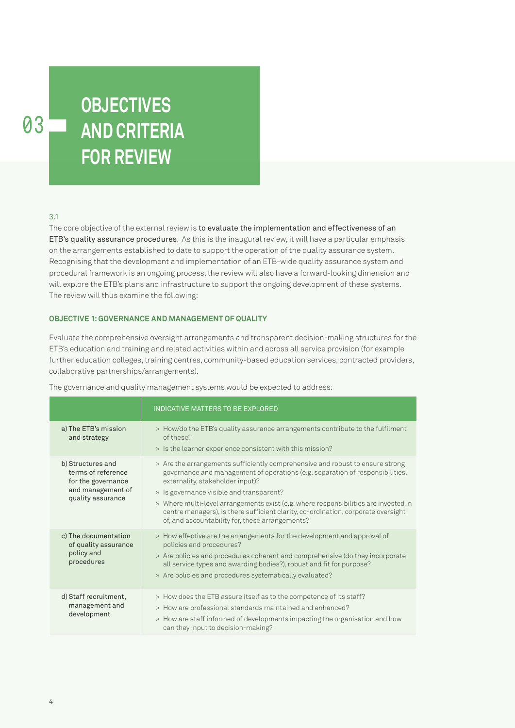# 03 OBJECTIVES AND CRITERIA FOR REVIEW

3.1

The core objective of the external review is **to evaluate the implementation and effectiveness of an ETB's quality assurance procedures**. As this is the inaugural review, it will have a particular emphasis on the arrangements established to date to support the operation of the quality assurance system. Recognising that the development and implementation of an ETB-wide quality assurance system and procedural framework is an ongoing process, the review will also have a forward-looking dimension and will explore the ETB's plans and infrastructure to support the ongoing development of these systems. The review will thus examine the following:

### OBJECTIVE 1: GOVERNANCE AND MANAGEMENT OF QUALITY

Evaluate the comprehensive oversight arrangements and transparent decision-making structures for the ETB's education and training and related activities within and across all service provision (for example further education colleges, training centres, community-based education services, contracted providers, collaborative partnerships/arrangements).

The governance and quality management systems would be expected to address:

| | INDICATIVE MATTERS TO BE EXPLORED |
|---|---|
| a) The ETB's mission and strategy | » How/do the ETB's quality assurance arrangements contribute to the fulfilment of these?<br>» Is the learner experience consistent with this mission? |
| b) Structures and terms of reference for the governance and management of quality assurance | » Are the arrangements sufficiently comprehensive and robust to ensure strong governance and management of operations (e.g. separation of responsibilities, externality, stakeholder input)?<br>» Is governance visible and transparent?<br>» Where multi-level arrangements exist (e.g. where responsibilities are invested in centre managers), is there sufficient clarity, co-ordination, corporate oversight of, and accountability for, these arrangements? |
| c) The documentation of quality assurance policy and procedures | » How effective are the arrangements for the development and approval of policies and procedures?<br>» Are policies and procedures coherent and comprehensive (do they incorporate all service types and awarding bodies?), robust and fit for purpose?<br>» Are policies and procedures systematically evaluated? |
| d) Staff recruitment, management and development | » How does the ETB assure itself as to the competence of its staff?<br>» How are professional standards maintained and enhanced?<br>» How are staff informed of developments impacting the organisation and how can they input to decision-making? |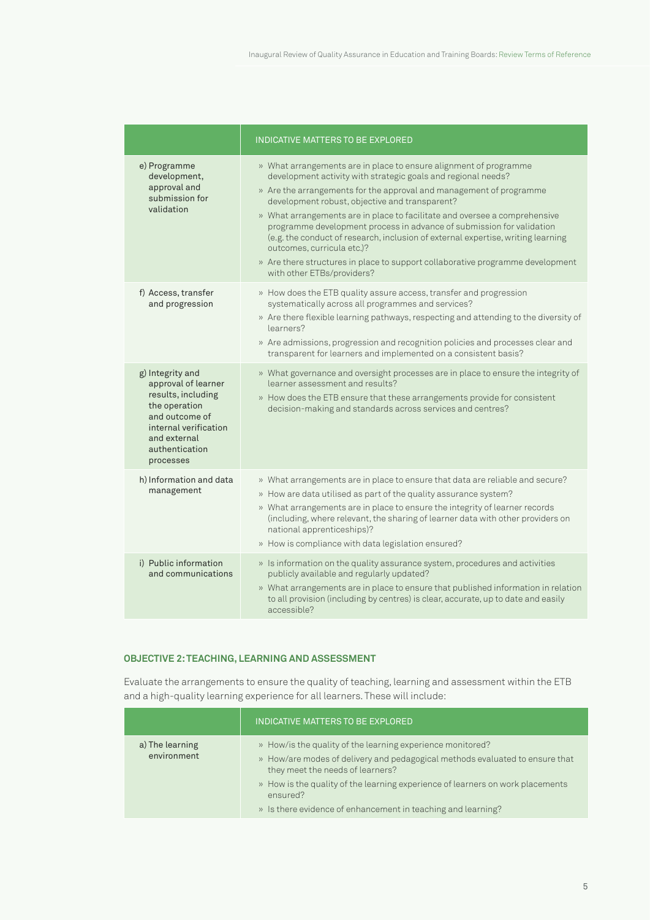| | INDICATIVE MATTERS TO BE EXPLORED |
|---|---|
| e) Programme development, approval and submission for validation | » What arrangements are in place to ensure alignment of programme development activity with strategic goals and regional needs?<br>» Are the arrangements for the approval and management of programme development robust, objective and transparent?<br>» What arrangements are in place to facilitate and oversee a comprehensive programme development process in advance of submission for validation (e.g. the conduct of research, inclusion of external expertise, writing learning outcomes, curricula etc.)?<br>» Are there structures in place to support collaborative programme development with other ETBs/providers? |
| f) Access, transfer and progression | » How does the ETB quality assure access, transfer and progression systematically across all programmes and services?<br>» Are there flexible learning pathways, respecting and attending to the diversity of learners?<br>» Are admissions, progression and recognition policies and processes clear and transparent for learners and implemented on a consistent basis? |
| g) Integrity and approval of learner results, including the operation and outcome of internal verification and external authentication processes | » What governance and oversight processes are in place to ensure the integrity of learner assessment and results?<br>» How does the ETB ensure that these arrangements provide for consistent decision-making and standards across services and centres? |
| h) Information and data management | » What arrangements are in place to ensure that data are reliable and secure?<br>» How are data utilised as part of the quality assurance system?<br>» What arrangements are in place to ensure the integrity of learner records (including, where relevant, the sharing of learner data with other providers on national apprenticeships)?<br>» How is compliance with data legislation ensured? |
| i) Public information and communications | » Is information on the quality assurance system, procedures and activities publicly available and regularly updated?<br>» What arrangements are in place to ensure that published information in relation to all provision (including by centres) is clear, accurate, up to date and easily accessible? |

#### OBJECTIVE 2: TEACHING, LEARNING AND ASSESSMENT

Evaluate the arrangements to ensure the quality of teaching, learning and assessment within the ETB and a high-quality learning experience for all learners. These will include:

| | INDICATIVE MATTERS TO BE EXPLORED |
|---|---|
| a) The learning environment | » How/is the quality of the learning experience monitored?<br>» How/are modes of delivery and pedagogical methods evaluated to ensure that they meet the needs of learners?<br>» How is the quality of the learning experience of learners on work placements ensured?<br>» Is there evidence of enhancement in teaching and learning? |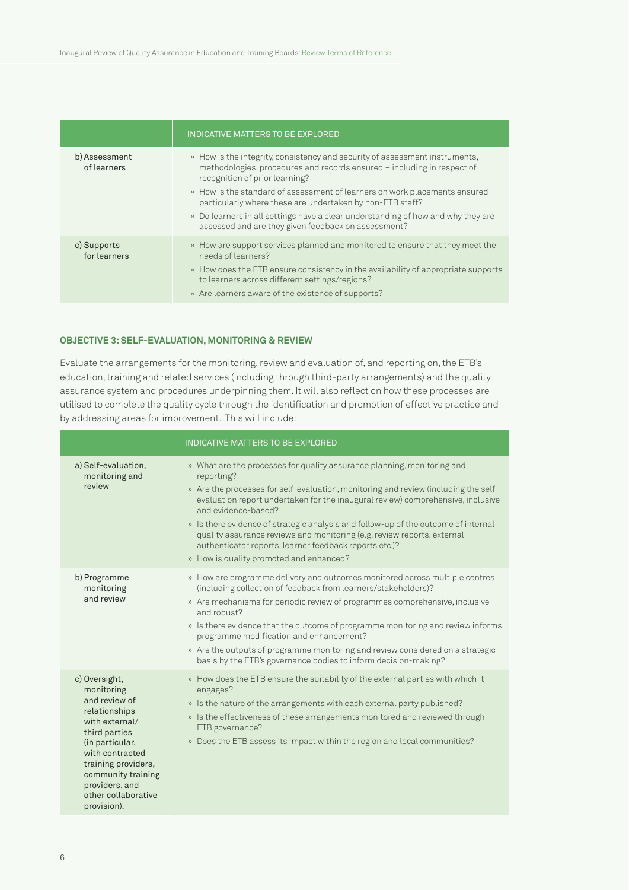| | INDICATIVE MATTERS TO BE EXPLORED |
|---|---|
| b) Assessment of learners | » How is the integrity, consistency and security of assessment instruments, methodologies, procedures and records ensured – including in respect of recognition of prior learning?<br>» How is the standard of assessment of learners on work placements ensured – particularly where these are undertaken by non-ETB staff?<br>» Do learners in all settings have a clear understanding of how and why they are assessed and are they given feedback on assessment? |
| c) Supports for learners | » How are support services planned and monitored to ensure that they meet the needs of learners?<br>» How does the ETB ensure consistency in the availability of appropriate supports to learners across different settings/regions?<br>» Are learners aware of the existence of supports? |

### OBJECTIVE 3: SELF-EVALUATION, MONITORING & REVIEW

Evaluate the arrangements for the monitoring, review and evaluation of, and reporting on, the ETB's education, training and related services (including through third-party arrangements) and the quality assurance system and procedures underpinning them. It will also reflect on how these processes are utilised to complete the quality cycle through the identification and promotion of effective practice and by addressing areas for improvement. This will include:

| | INDICATIVE MATTERS TO BE EXPLORED |
|---|---|
| a) Self-evaluation, monitoring and review | » What are the processes for quality assurance planning, monitoring and reporting?<br>» Are the processes for self-evaluation, monitoring and review (including the self-evaluation report undertaken for the inaugural review) comprehensive, inclusive and evidence-based?<br>» Is there evidence of strategic analysis and follow-up of the outcome of internal quality assurance reviews and monitoring (e.g. review reports, external authenticator reports, learner feedback reports etc.)?<br>» How is quality promoted and enhanced? |
| b) Programme monitoring and review | » How are programme delivery and outcomes monitored across multiple centres (including collection of feedback from learners/stakeholders)?<br>» Are mechanisms for periodic review of programmes comprehensive, inclusive and robust?<br>» Is there evidence that the outcome of programme monitoring and review informs programme modification and enhancement?<br>» Are the outputs of programme monitoring and review considered on a strategic basis by the ETB's governance bodies to inform decision-making? |
| c) Oversight, monitoring and review of relationships with external/third parties (in particular, with contracted training providers, community training providers, and other collaborative provision). | » How does the ETB ensure the suitability of the external parties with which it engages?<br>» Is the nature of the arrangements with each external party published?<br>» Is the effectiveness of these arrangements monitored and reviewed through ETB governance?<br>» Does the ETB assess its impact within the region and local communities? |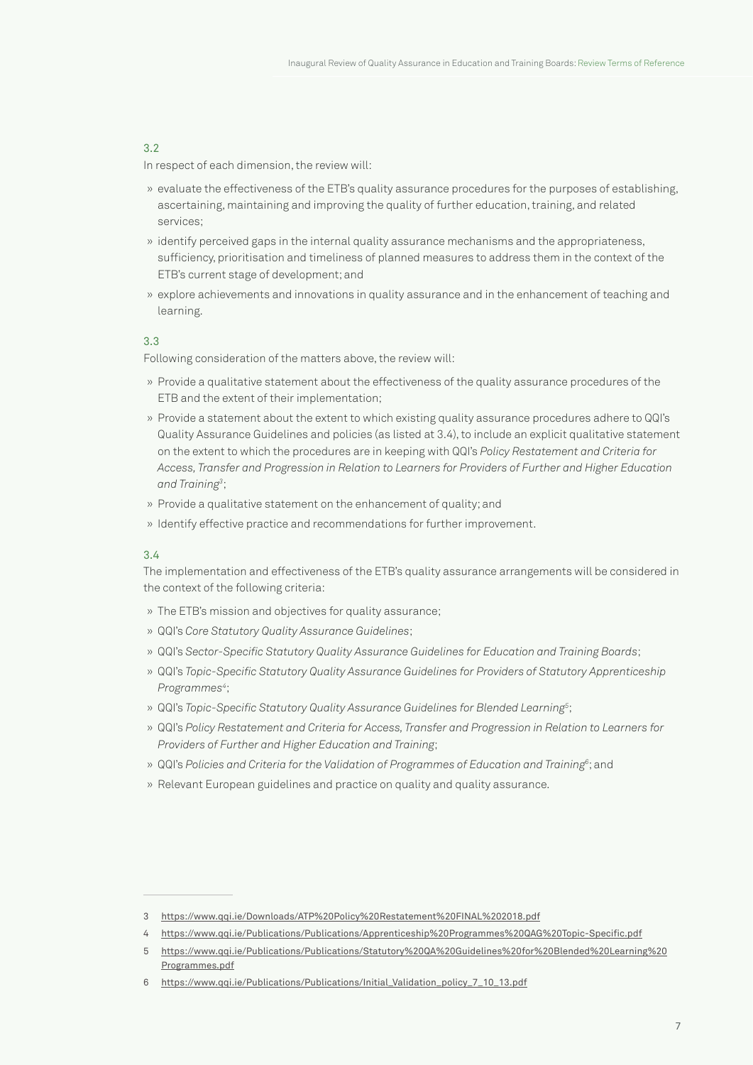### 3.2

In respect of each dimension, the review will:

- evaluate the effectiveness of the ETB's quality assurance procedures for the purposes of establishing, ascertaining, maintaining and improving the quality of further education, training, and related services;
- identify perceived gaps in the internal quality assurance mechanisms and the appropriateness, sufficiency, prioritisation and timeliness of planned measures to address them in the context of the ETB's current stage of development; and
- explore achievements and innovations in quality assurance and in the enhancement of teaching and learning.

### 3.3

Following consideration of the matters above, the review will:

- Provide a qualitative statement about the effectiveness of the quality assurance procedures of the ETB and the extent of their implementation;
- Provide a statement about the extent to which existing quality assurance procedures adhere to QQI's Quality Assurance Guidelines and policies (as listed at 3.4), to include an explicit qualitative statement on the extent to which the procedures are in keeping with QQI's *Policy Restatement and Criteria for Access, Transfer and Progression in Relation to Learners for Providers of Further and Higher Education and Training*[3];
- Provide a qualitative statement on the enhancement of quality; and
- Identify effective practice and recommendations for further improvement.

### 3.4

The implementation and effectiveness of the ETB's quality assurance arrangements will be considered in the context of the following criteria:

- The ETB's mission and objectives for quality assurance;
- QQI's *Core Statutory Quality Assurance Guidelines*;
- QQI's *Sector-Specific Statutory Quality Assurance Guidelines for Education and Training Boards*;
- QQI's *Topic-Specific Statutory Quality Assurance Guidelines for Providers of Statutory Apprenticeship Programmes*[4];
- QQI's *Topic-Specific Statutory Quality Assurance Guidelines for Blended Learning*[5];
- QQI's *Policy Restatement and Criteria for Access, Transfer and Progression in Relation to Learners for Providers of Further and Higher Education and Training*;
- QQI's *Policies and Criteria for the Validation of Programmes of Education and Training*[6]; and
- Relevant European guidelines and practice on quality and quality assurance.

---

3 https://www.qqi.ie/Downloads/ATP%20Policy%20Restatement%20FINAL%202018.pdf

4 https://www.qqi.ie/Publications/Publications/Apprenticeship%20Programmes%20QAG%20Topic-Specific.pdf

5 https://www.qqi.ie/Publications/Publications/Statutory%20QA%20Guidelines%20for%20Blended%20Learning%20Programmes.pdf

6 https://www.qqi.ie/Publications/Publications/Initial_Validation_policy_7_10_13.pdf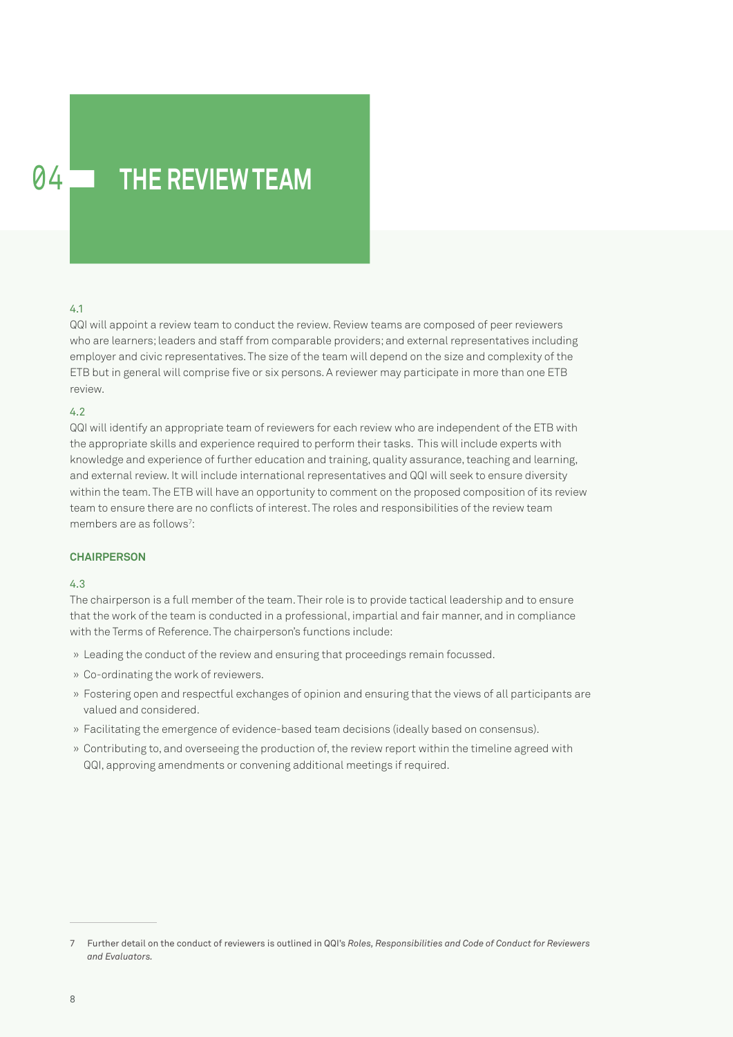# 04 THE REVIEW TEAM

4.1

QQI will appoint a review team to conduct the review. Review teams are composed of peer reviewers who are learners; leaders and staff from comparable providers; and external representatives including employer and civic representatives. The size of the team will depend on the size and complexity of the ETB but in general will comprise five or six persons. A reviewer may participate in more than one ETB review.

4.2

QQI will identify an appropriate team of reviewers for each review who are independent of the ETB with the appropriate skills and experience required to perform their tasks. This will include experts with knowledge and experience of further education and training, quality assurance, teaching and learning, and external review. It will include international representatives and QQI will seek to ensure diversity within the team. The ETB will have an opportunity to comment on the proposed composition of its review team to ensure there are no conflicts of interest. The roles and responsibilities of the review team members are as follows[7]:

### CHAIRPERSON

4.3

The chairperson is a full member of the team. Their role is to provide tactical leadership and to ensure that the work of the team is conducted in a professional, impartial and fair manner, and in compliance with the Terms of Reference. The chairperson's functions include:

- Leading the conduct of the review and ensuring that proceedings remain focussed.
- Co-ordinating the work of reviewers.
- Fostering open and respectful exchanges of opinion and ensuring that the views of all participants are valued and considered.
- Facilitating the emergence of evidence-based team decisions (ideally based on consensus).
- Contributing to, and overseeing the production of, the review report within the timeline agreed with QQI, approving amendments or convening additional meetings if required.

---

7 Further detail on the conduct of reviewers is outlined in QQI's *Roles, Responsibilities and Code of Conduct for Reviewers and Evaluators.*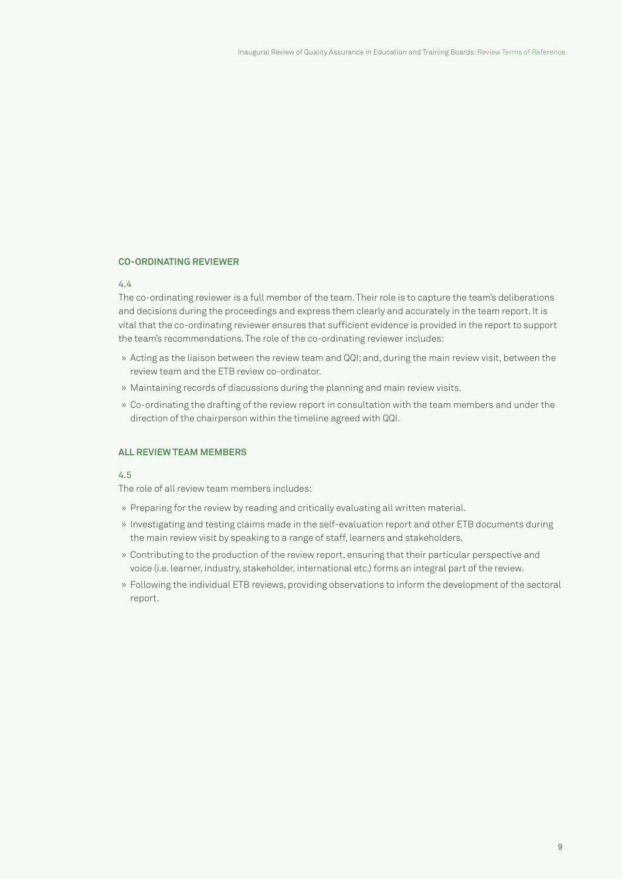### CO-ORDINATING REVIEWER

4.4

The co-ordinating reviewer is a full member of the team. Their role is to capture the team's deliberations and decisions during the proceedings and express them clearly and accurately in the team report. It is vital that the co-ordinating reviewer ensures that sufficient evidence is provided in the report to support the team's recommendations. The role of the co-ordinating reviewer includes:

- Acting as the liaison between the review team and QQI; and, during the main review visit, between the review team and the ETB review co-ordinator.
- Maintaining records of discussions during the planning and main review visits.
- Co-ordinating the drafting of the review report in consultation with the team members and under the direction of the chairperson within the timeline agreed with QQI.

### ALL REVIEW TEAM MEMBERS

4.5

The role of all review team members includes:

- Preparing for the review by reading and critically evaluating all written material.
- Investigating and testing claims made in the self-evaluation report and other ETB documents during the main review visit by speaking to a range of staff, learners and stakeholders.
- Contributing to the production of the review report, ensuring that their particular perspective and voice (i.e. learner, industry, stakeholder, international etc.) forms an integral part of the review.
- Following the individual ETB reviews, providing observations to inform the development of the sectoral report.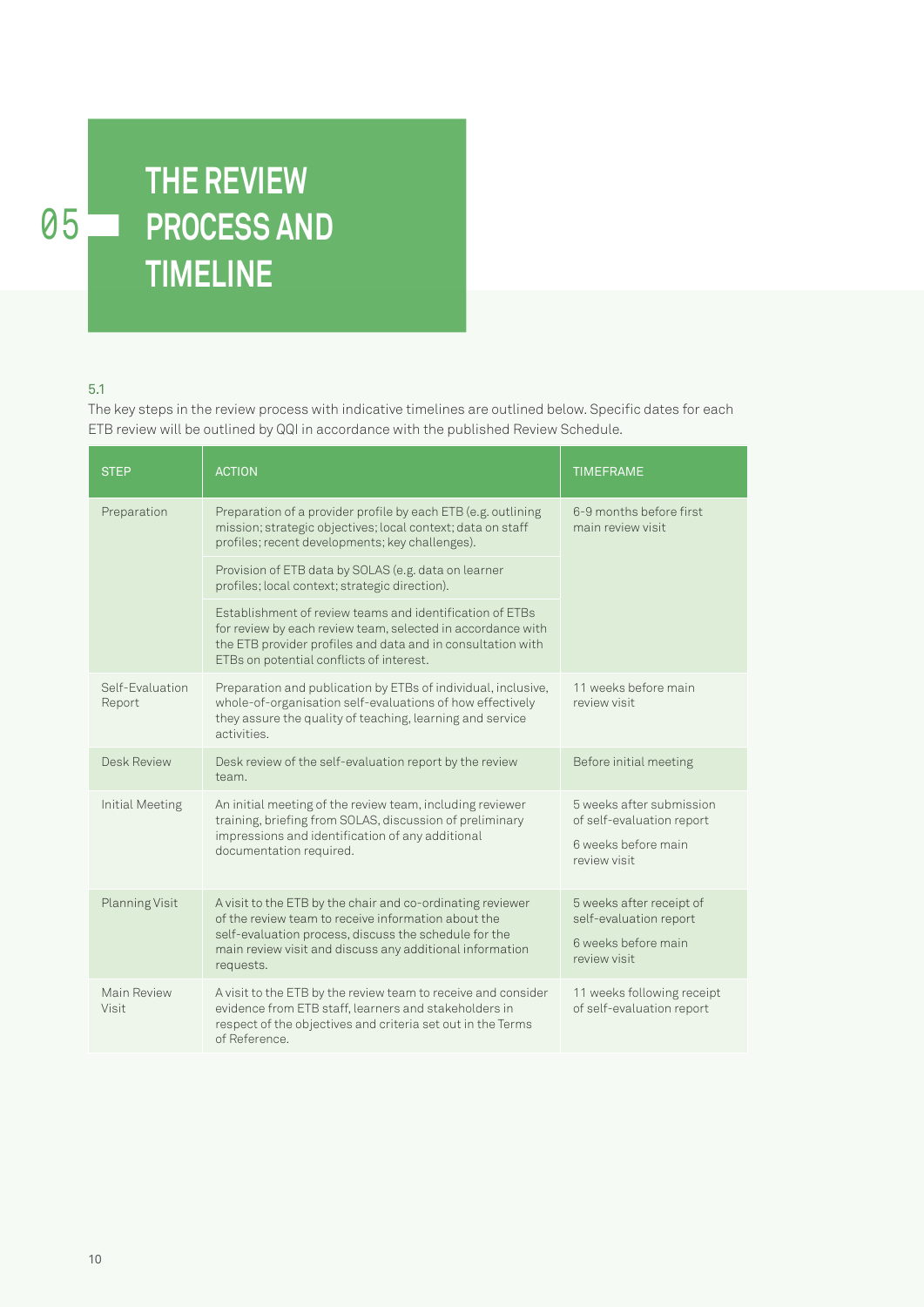# 05 THE REVIEW PROCESS AND TIMELINE

5.1

The key steps in the review process with indicative timelines are outlined below. Specific dates for each ETB review will be outlined by QQI in accordance with the published Review Schedule.

| STEP | ACTION | TIMEFRAME |
|---|---|---|
| Preparation | Preparation of a provider profile by each ETB (e.g. outlining mission; strategic objectives; local context; data on staff profiles; recent developments; key challenges). | 6-9 months before first main review visit |
| | Provision of ETB data by SOLAS (e.g. data on learner profiles; local context; strategic direction). | |
| | Establishment of review teams and identification of ETBs for review by each review team, selected in accordance with the ETB provider profiles and data and in consultation with ETBs on potential conflicts of interest. | |
| Self-Evaluation Report | Preparation and publication by ETBs of individual, inclusive, whole-of-organisation self-evaluations of how effectively they assure the quality of teaching, learning and service activities. | 11 weeks before main review visit |
| Desk Review | Desk review of the self-evaluation report by the review team. | Before initial meeting |
| Initial Meeting | An initial meeting of the review team, including reviewer training, briefing from SOLAS, discussion of preliminary impressions and identification of any additional documentation required. | 5 weeks after submission of self-evaluation report<br><br>6 weeks before main review visit |
| Planning Visit | A visit to the ETB by the chair and co-ordinating reviewer of the review team to receive information about the self-evaluation process, discuss the schedule for the main review visit and discuss any additional information requests. | 5 weeks after receipt of self-evaluation report<br><br>6 weeks before main review visit |
| Main Review Visit | A visit to the ETB by the review team to receive and consider evidence from ETB staff, learners and stakeholders in respect of the objectives and criteria set out in the Terms of Reference. | 11 weeks following receipt of self-evaluation report |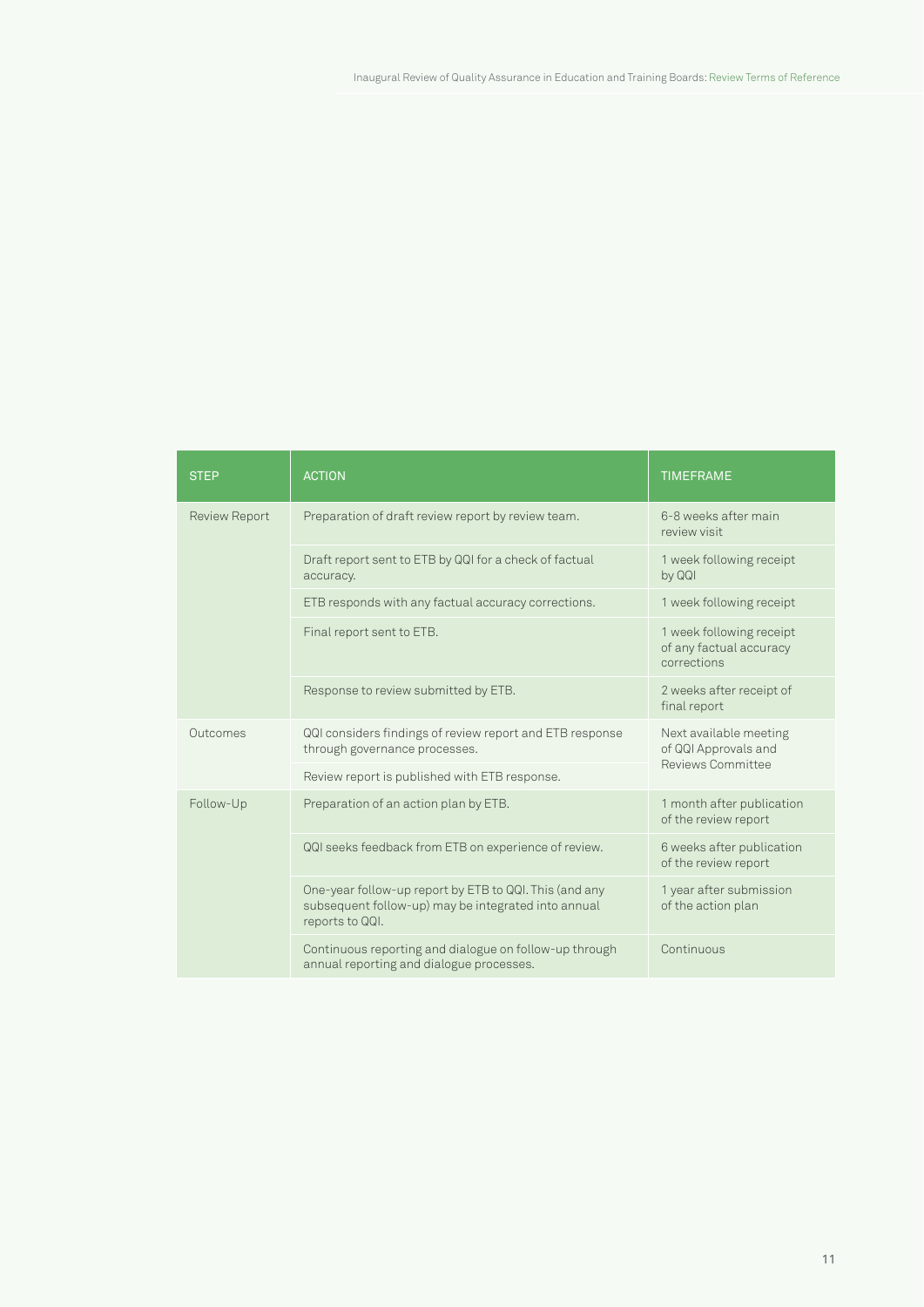| STEP | ACTION | TIMEFRAME |
| --- | --- | --- |
| Review Report | Preparation of draft review report by review team. | 6-8 weeks after main review visit |
| | Draft report sent to ETB by QQI for a check of factual accuracy. | 1 week following receipt by QQI |
| | ETB responds with any factual accuracy corrections. | 1 week following receipt |
| | Final report sent to ETB. | 1 week following receipt of any factual accuracy corrections |
| | Response to review submitted by ETB. | 2 weeks after receipt of final report |
| Outcomes | QQI considers findings of review report and ETB response through governance processes. | Next available meeting of QQI Approvals and Reviews Committee |
| | Review report is published with ETB response. | |
| Follow-Up | Preparation of an action plan by ETB. | 1 month after publication of the review report |
| | QQI seeks feedback from ETB on experience of review. | 6 weeks after publication of the review report |
| | One-year follow-up report by ETB to QQI. This (and any subsequent follow-up) may be integrated into annual reports to QQI. | 1 year after submission of the action plan |
| | Continuous reporting and dialogue on follow-up through annual reporting and dialogue processes. | Continuous |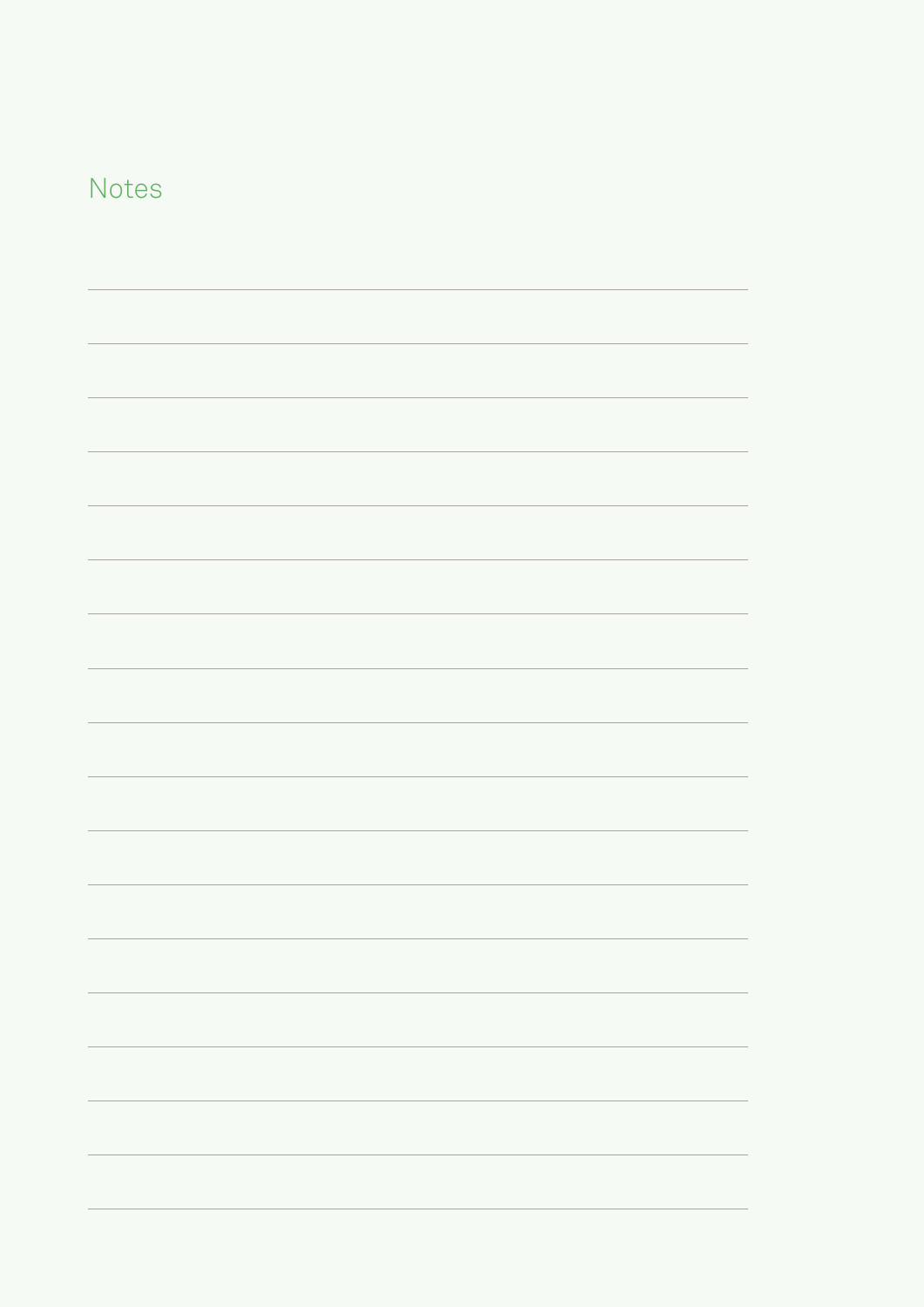# Notes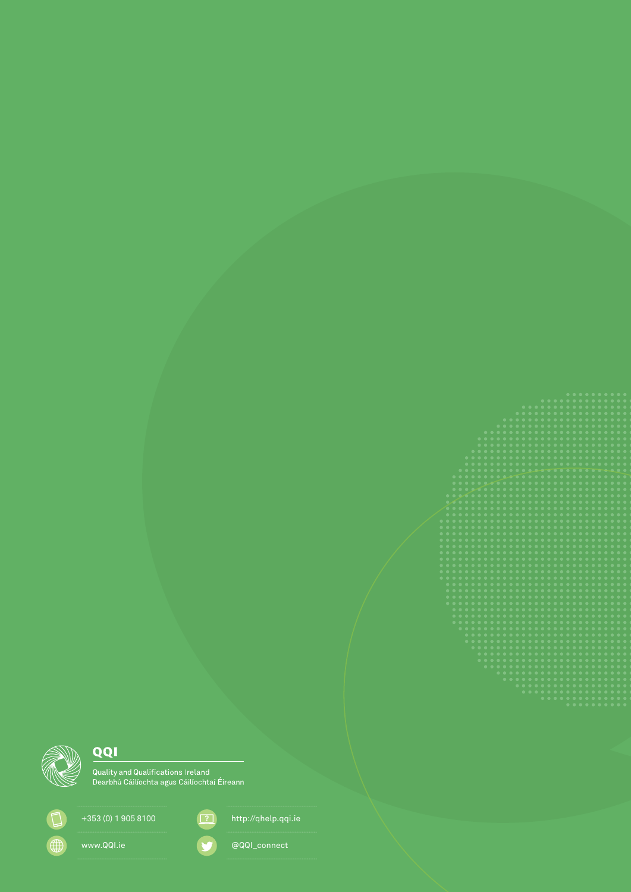**QQI**

Quality and Qualifications Ireland
Dearbhú Cáilíochta agus Cáilíochtaí Éireann

+353 (0) 1 905 8100

www.QQI.ie

http://qhelp.qqi.ie

@QQI_connect